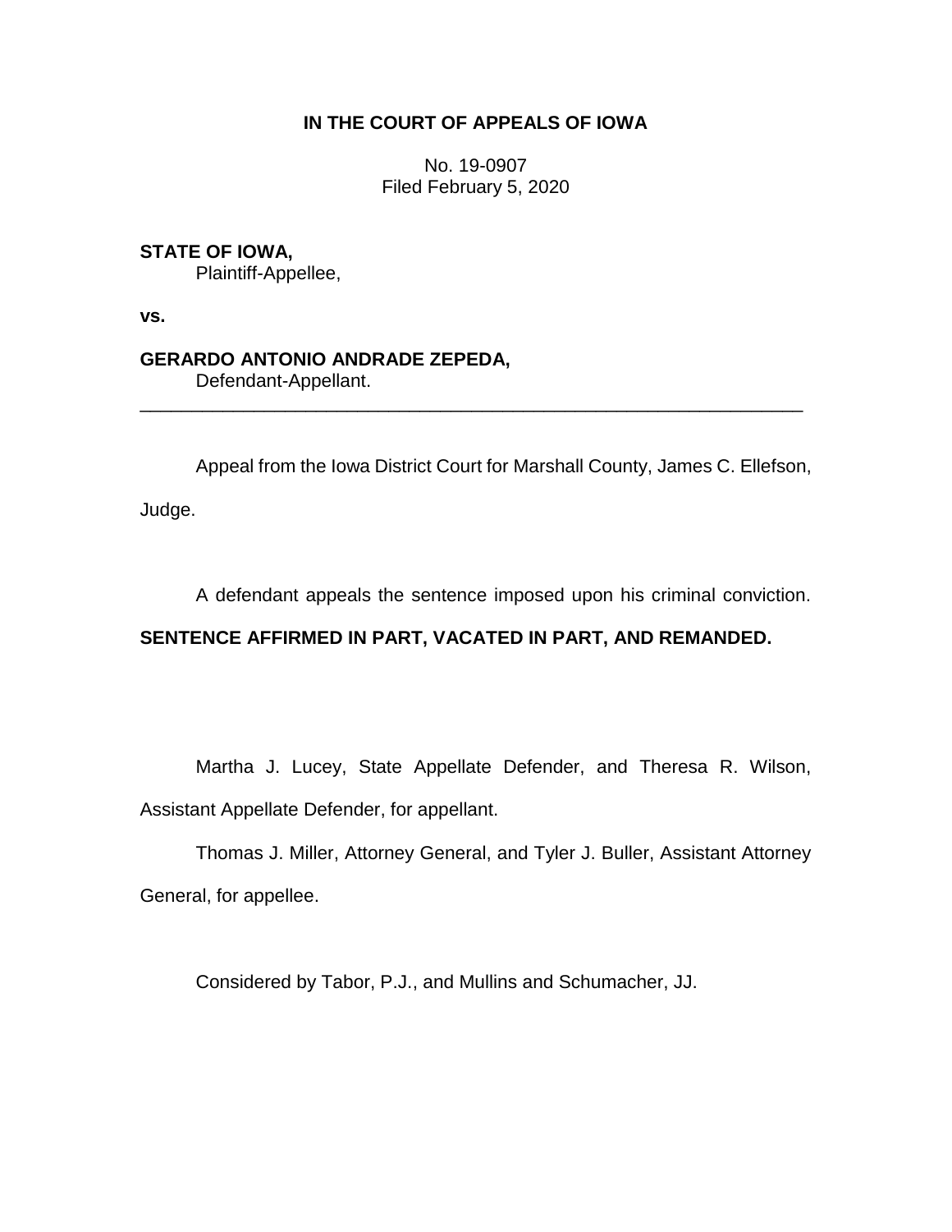**IN THE COURT OF APPEALS OF IOWA**

No. 19-0907
Filed February 5, 2020

**STATE OF IOWA,**
Plaintiff-Appellee,

**vs.**

**GERARDO ANTONIO ANDRADE ZEPEDA,**
Defendant-Appellant.

---

Appeal from the Iowa District Court for Marshall County, James C. Ellefson, Judge.

A defendant appeals the sentence imposed upon his criminal conviction. **SENTENCE AFFIRMED IN PART, VACATED IN PART, AND REMANDED.**

Martha J. Lucey, State Appellate Defender, and Theresa R. Wilson, Assistant Appellate Defender, for appellant.

Thomas J. Miller, Attorney General, and Tyler J. Buller, Assistant Attorney General, for appellee.

Considered by Tabor, P.J., and Mullins and Schumacher, JJ.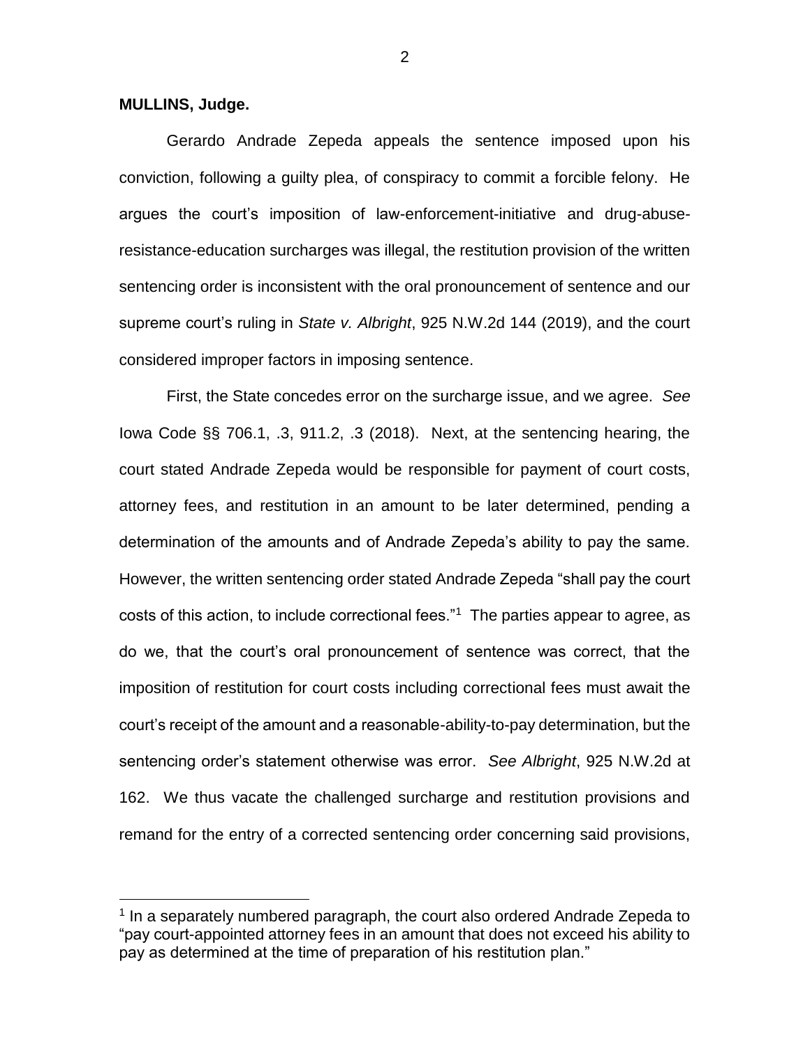**MULLINS, Judge.**

Gerardo Andrade Zepeda appeals the sentence imposed upon his conviction, following a guilty plea, of conspiracy to commit a forcible felony. He argues the court's imposition of law-enforcement-initiative and drug-abuse-resistance-education surcharges was illegal, the restitution provision of the written sentencing order is inconsistent with the oral pronouncement of sentence and our supreme court's ruling in *State v. Albright*, 925 N.W.2d 144 (2019), and the court considered improper factors in imposing sentence.

First, the State concedes error on the surcharge issue, and we agree. *See* Iowa Code §§ 706.1, .3, 911.2, .3 (2018). Next, at the sentencing hearing, the court stated Andrade Zepeda would be responsible for payment of court costs, attorney fees, and restitution in an amount to be later determined, pending a determination of the amounts and of Andrade Zepeda's ability to pay the same. However, the written sentencing order stated Andrade Zepeda "shall pay the court costs of this action, to include correctional fees."[1] The parties appear to agree, as do we, that the court's oral pronouncement of sentence was correct, that the imposition of restitution for court costs including correctional fees must await the court's receipt of the amount and a reasonable-ability-to-pay determination, but the sentencing order's statement otherwise was error. *See Albright*, 925 N.W.2d at 162. We thus vacate the challenged surcharge and restitution provisions and remand for the entry of a corrected sentencing order concerning said provisions,

[1] In a separately numbered paragraph, the court also ordered Andrade Zepeda to "pay court-appointed attorney fees in an amount that does not exceed his ability to pay as determined at the time of preparation of his restitution plan."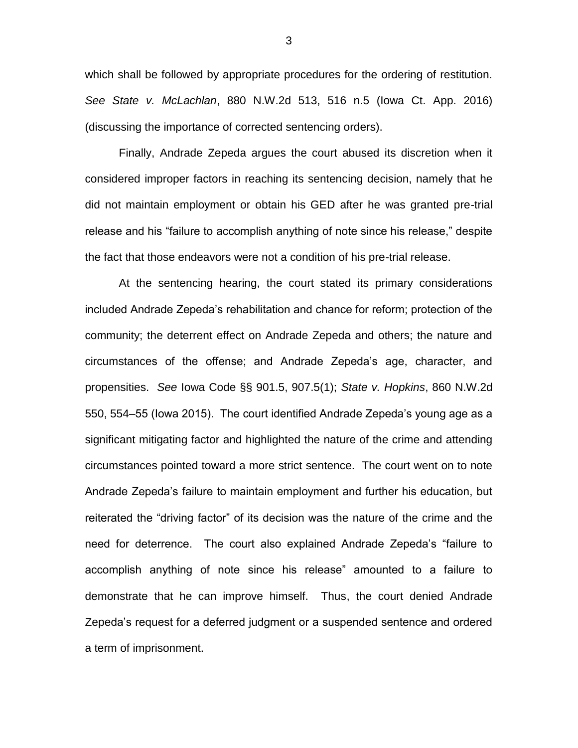which shall be followed by appropriate procedures for the ordering of restitution. *See State v. McLachlan*, 880 N.W.2d 513, 516 n.5 (Iowa Ct. App. 2016) (discussing the importance of corrected sentencing orders).

Finally, Andrade Zepeda argues the court abused its discretion when it considered improper factors in reaching its sentencing decision, namely that he did not maintain employment or obtain his GED after he was granted pre-trial release and his "failure to accomplish anything of note since his release," despite the fact that those endeavors were not a condition of his pre-trial release.

At the sentencing hearing, the court stated its primary considerations included Andrade Zepeda's rehabilitation and chance for reform; protection of the community; the deterrent effect on Andrade Zepeda and others; the nature and circumstances of the offense; and Andrade Zepeda's age, character, and propensities. *See* Iowa Code §§ 901.5, 907.5(1); *State v. Hopkins*, 860 N.W.2d 550, 554–55 (Iowa 2015). The court identified Andrade Zepeda's young age as a significant mitigating factor and highlighted the nature of the crime and attending circumstances pointed toward a more strict sentence. The court went on to note Andrade Zepeda's failure to maintain employment and further his education, but reiterated the "driving factor" of its decision was the nature of the crime and the need for deterrence. The court also explained Andrade Zepeda's "failure to accomplish anything of note since his release" amounted to a failure to demonstrate that he can improve himself. Thus, the court denied Andrade Zepeda's request for a deferred judgment or a suspended sentence and ordered a term of imprisonment.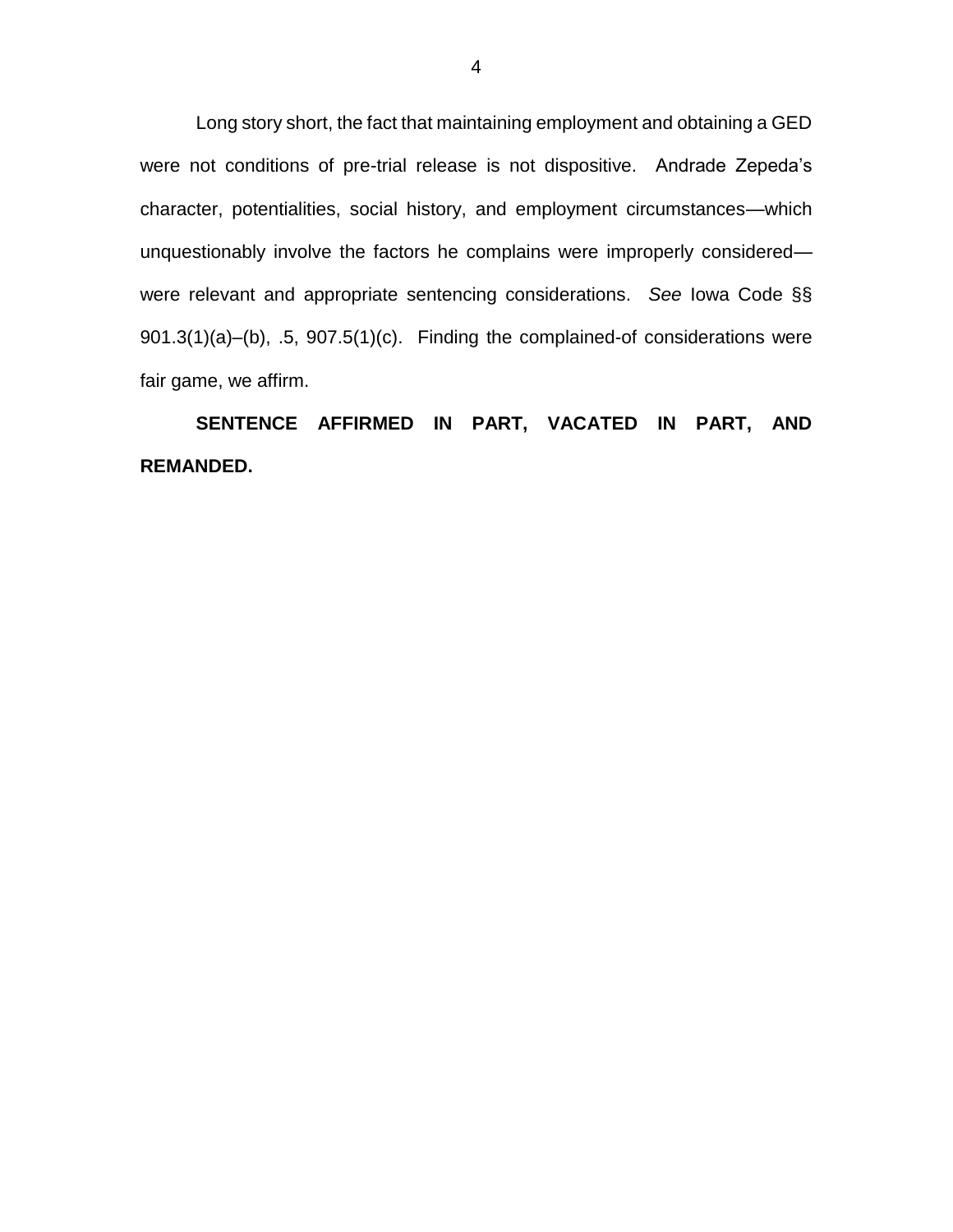Long story short, the fact that maintaining employment and obtaining a GED were not conditions of pre-trial release is not dispositive. Andrade Zepeda's character, potentialities, social history, and employment circumstances—which unquestionably involve the factors he complains were improperly considered—were relevant and appropriate sentencing considerations. *See* Iowa Code §§ 901.3(1)(a)–(b), .5, 907.5(1)(c). Finding the complained-of considerations were fair game, we affirm.

**SENTENCE AFFIRMED IN PART, VACATED IN PART, AND REMANDED.**